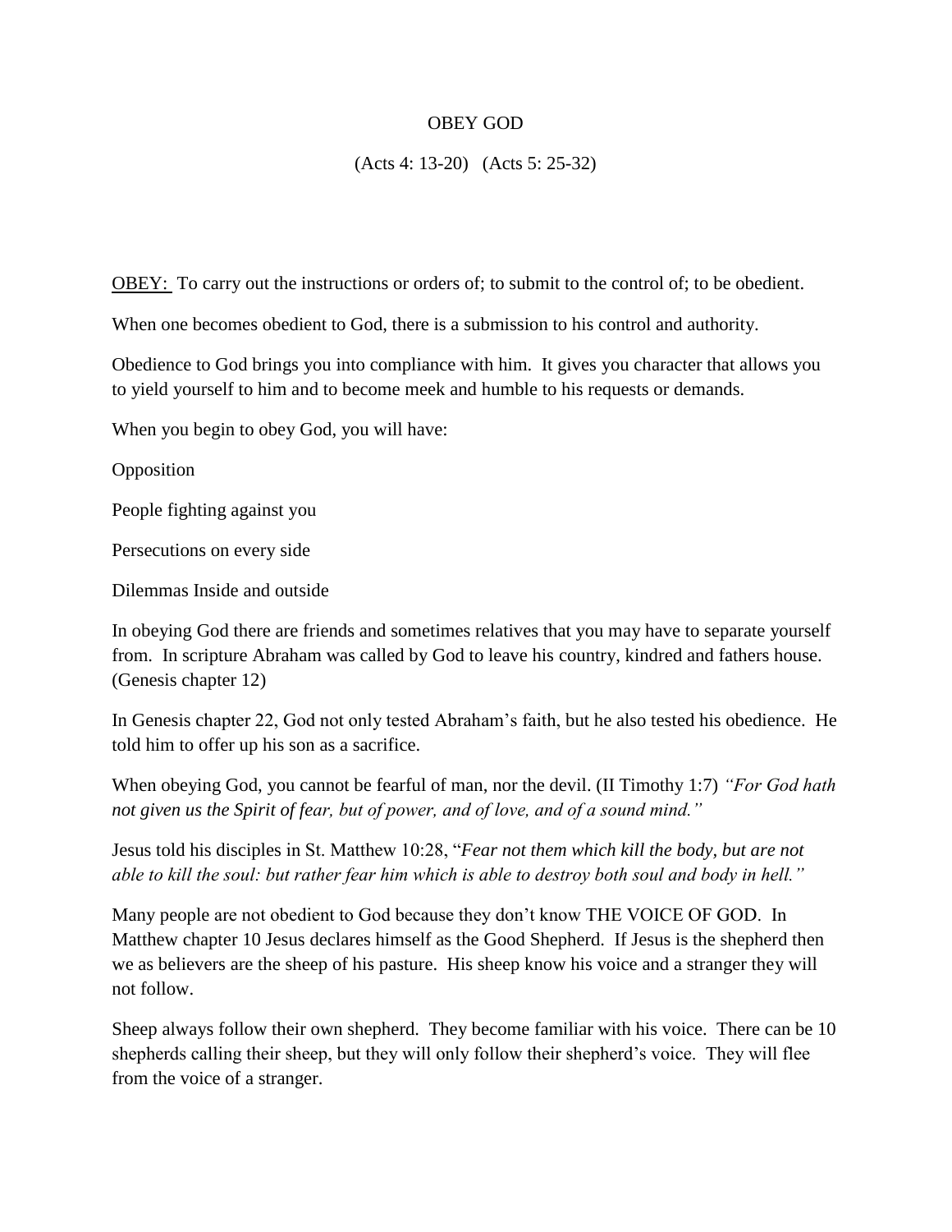# OBEY GOD

(Acts 4: 13-20) (Acts 5: 25-32)

<u>OBEY:</u> To carry out the instructions or orders of; to submit to the control of; to be obedient.

When one becomes obedient to God, there is a submission to his control and authority.

Obedience to God brings you into compliance with him. It gives you character that allows you to yield yourself to him and to become meek and humble to his requests or demands.

When you begin to obey God, you will have:

Opposition

People fighting against you

Persecutions on every side

Dilemmas Inside and outside

In obeying God there are friends and sometimes relatives that you may have to separate yourself from. In scripture Abraham was called by God to leave his country, kindred and fathers house. (Genesis chapter 12)

In Genesis chapter 22, God not only tested Abraham's faith, but he also tested his obedience. He told him to offer up his son as a sacrifice.

When obeying God, you cannot be fearful of man, nor the devil. (II Timothy 1:7) *"For God hath not given us the Spirit of fear, but of power, and of love, and of a sound mind."*

Jesus told his disciples in St. Matthew 10:28, "*Fear not them which kill the body, but are not able to kill the soul: but rather fear him which is able to destroy both soul and body in hell."*

Many people are not obedient to God because they don't know THE VOICE OF GOD. In Matthew chapter 10 Jesus declares himself as the Good Shepherd. If Jesus is the shepherd then we as believers are the sheep of his pasture. His sheep know his voice and a stranger they will not follow.

Sheep always follow their own shepherd. They become familiar with his voice. There can be 10 shepherds calling their sheep, but they will only follow their shepherd's voice. They will flee from the voice of a stranger.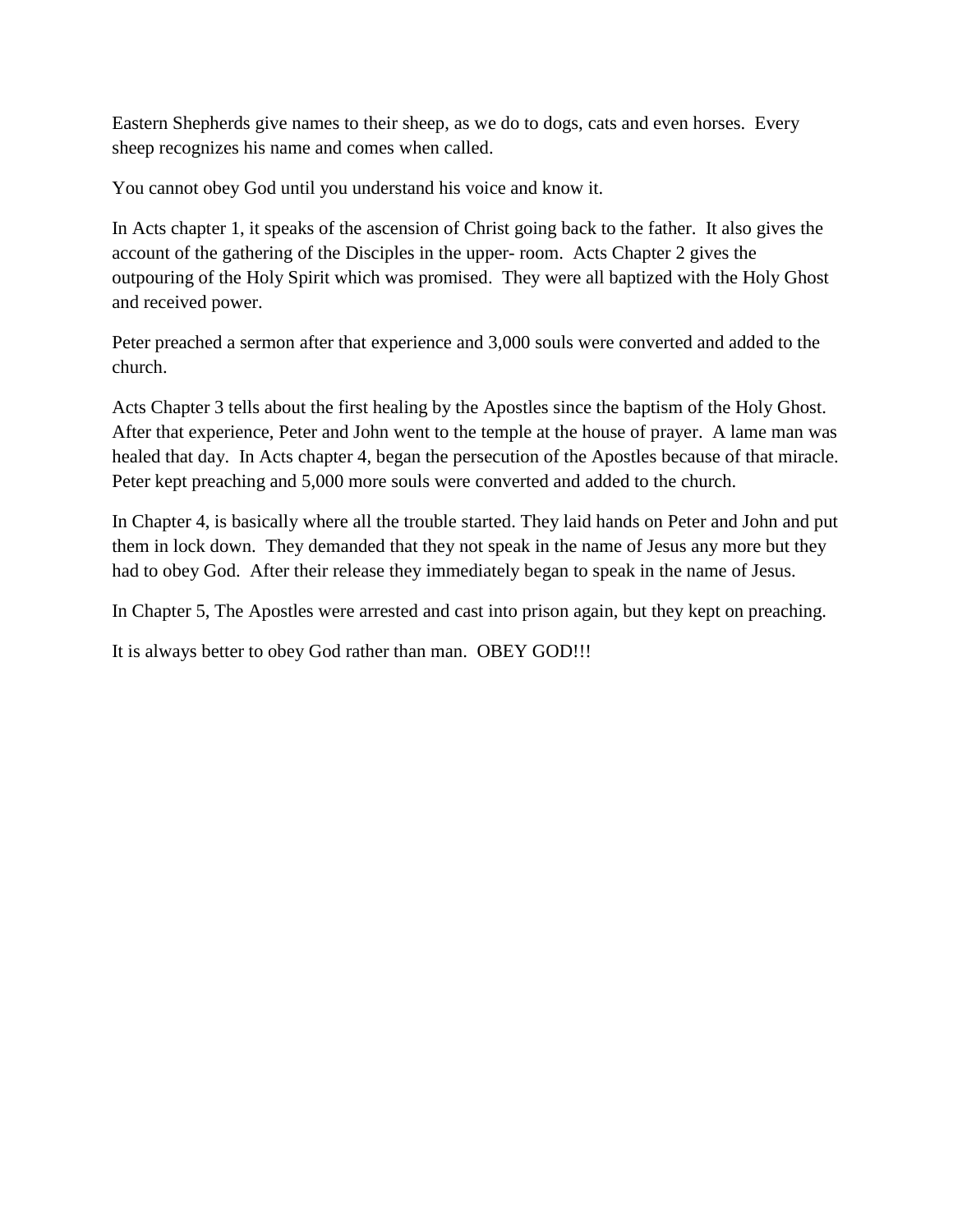Eastern Shepherds give names to their sheep, as we do to dogs, cats and even horses. Every sheep recognizes his name and comes when called.

You cannot obey God until you understand his voice and know it.

In Acts chapter 1, it speaks of the ascension of Christ going back to the father. It also gives the account of the gathering of the Disciples in the upper- room. Acts Chapter 2 gives the outpouring of the Holy Spirit which was promised. They were all baptized with the Holy Ghost and received power.

Peter preached a sermon after that experience and 3,000 souls were converted and added to the church.

Acts Chapter 3 tells about the first healing by the Apostles since the baptism of the Holy Ghost. After that experience, Peter and John went to the temple at the house of prayer. A lame man was healed that day. In Acts chapter 4, began the persecution of the Apostles because of that miracle. Peter kept preaching and 5,000 more souls were converted and added to the church.

In Chapter 4, is basically where all the trouble started. They laid hands on Peter and John and put them in lock down. They demanded that they not speak in the name of Jesus any more but they had to obey God. After their release they immediately began to speak in the name of Jesus.

In Chapter 5, The Apostles were arrested and cast into prison again, but they kept on preaching.

It is always better to obey God rather than man. OBEY GOD!!!